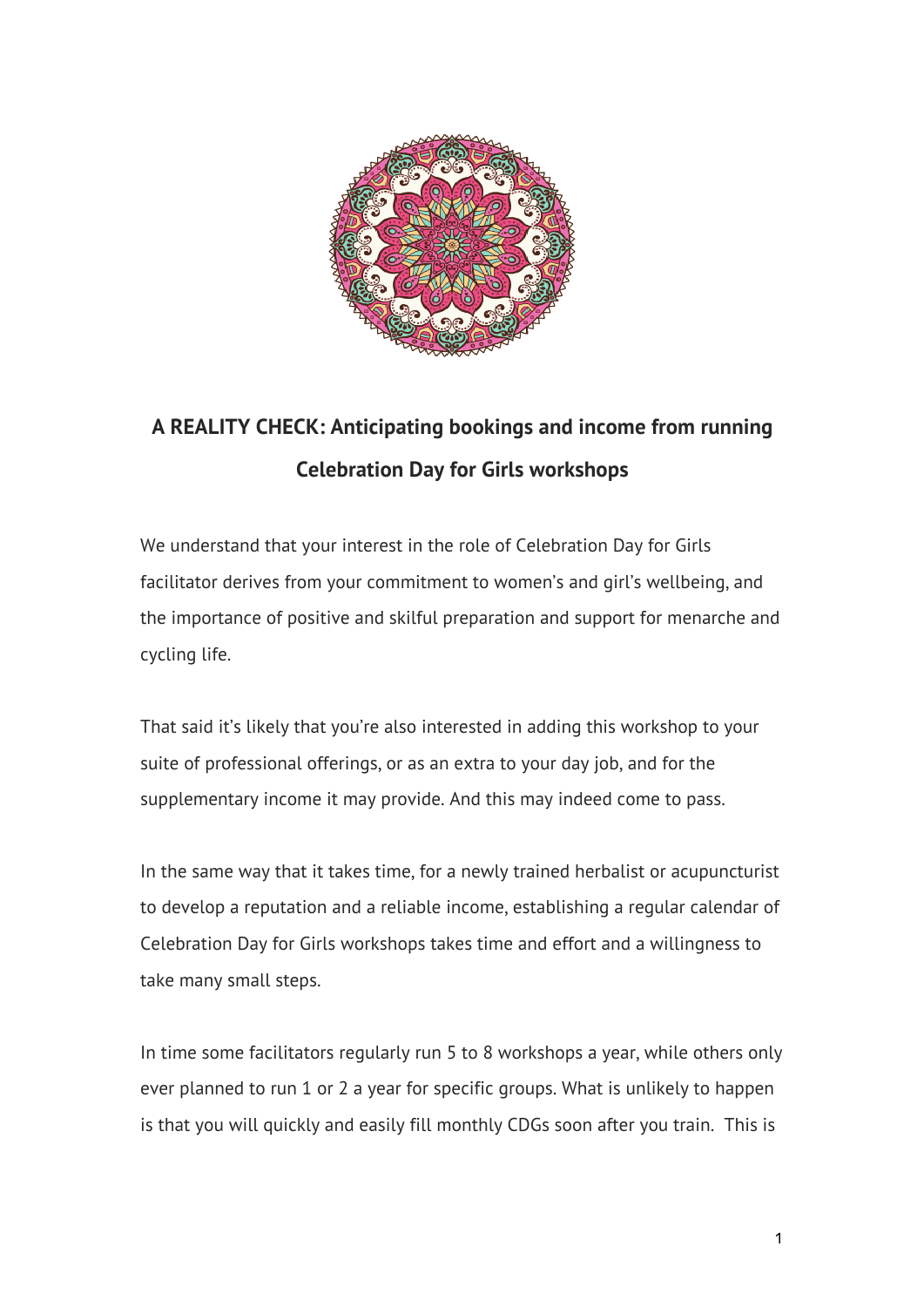# A REALITY CHECK: Anticipating bookings and income from running Celebration Day for Girls workshops

We understand that your interest in the role of Celebration Day for Girls facilitator derives from your commitment to women's and girl's wellbeing, and the importance of positive and skilful preparation and support for menarche and cycling life.

That said it's likely that you're also interested in adding this workshop to your suite of professional offerings, or as an extra to your day job, and for the supplementary income it may provide. And this may indeed come to pass.

In the same way that it takes time, for a newly trained herbalist or acupuncturist to develop a reputation and a reliable income, establishing a regular calendar of Celebration Day for Girls workshops takes time and effort and a willingness to take many small steps.

In time some facilitators regularly run 5 to 8 workshops a year, while others only ever planned to run 1 or 2 a year for specific groups. What is unlikely to happen is that you will quickly and easily fill monthly CDGs soon after you train. This is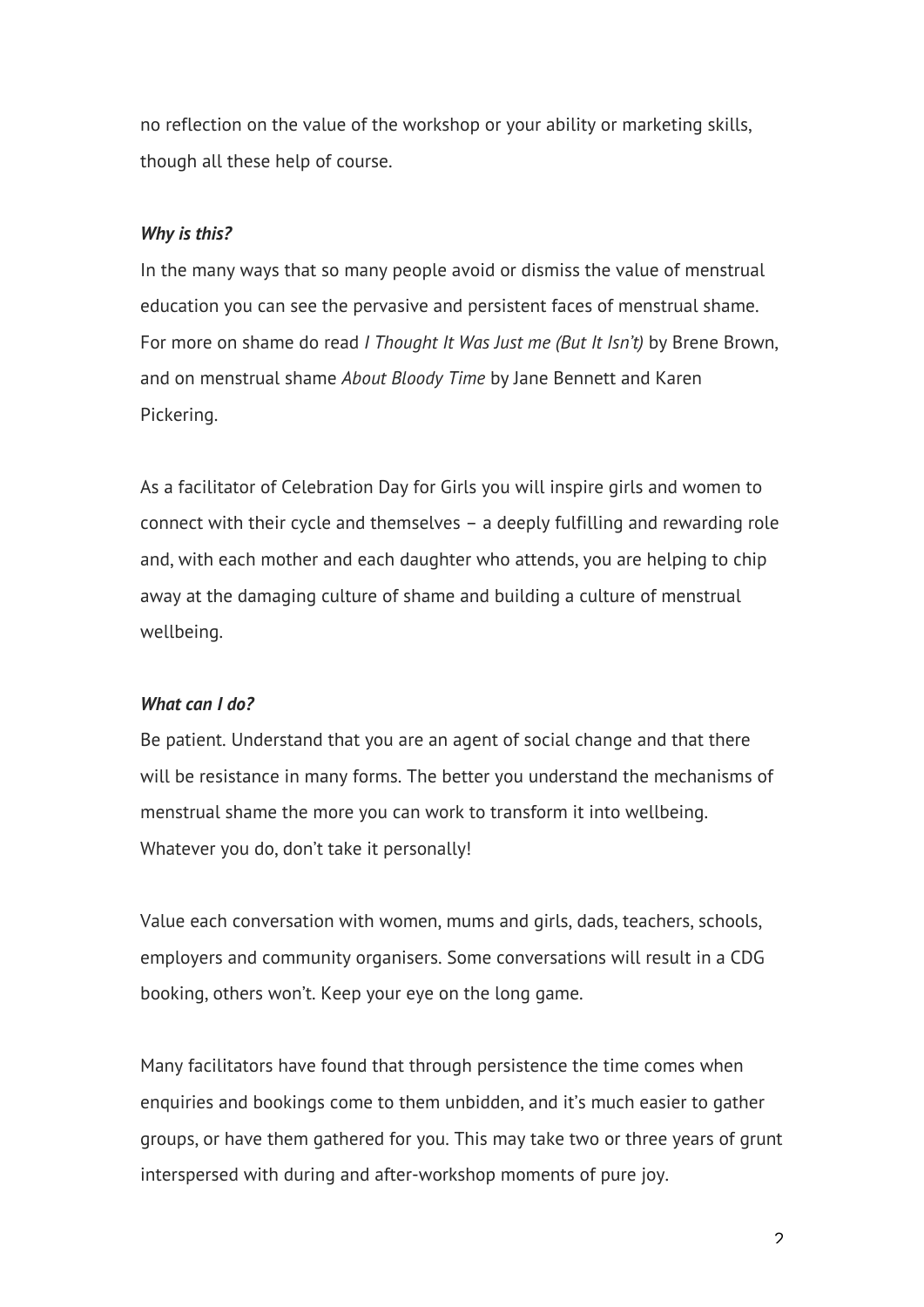no reflection on the value of the workshop or your ability or marketing skills, though all these help of course.

***Why is this?***

In the many ways that so many people avoid or dismiss the value of menstrual education you can see the pervasive and persistent faces of menstrual shame. For more on shame do read *I Thought It Was Just me (But It Isn't)* by Brene Brown, and on menstrual shame *About Bloody Time* by Jane Bennett and Karen Pickering.

As a facilitator of Celebration Day for Girls you will inspire girls and women to connect with their cycle and themselves – a deeply fulfilling and rewarding role and, with each mother and each daughter who attends, you are helping to chip away at the damaging culture of shame and building a culture of menstrual wellbeing.

***What can I do?***

Be patient. Understand that you are an agent of social change and that there will be resistance in many forms. The better you understand the mechanisms of menstrual shame the more you can work to transform it into wellbeing. Whatever you do, don't take it personally!

Value each conversation with women, mums and girls, dads, teachers, schools, employers and community organisers. Some conversations will result in a CDG booking, others won't. Keep your eye on the long game.

Many facilitators have found that through persistence the time comes when enquiries and bookings come to them unbidden, and it's much easier to gather groups, or have them gathered for you. This may take two or three years of grunt interspersed with during and after-workshop moments of pure joy.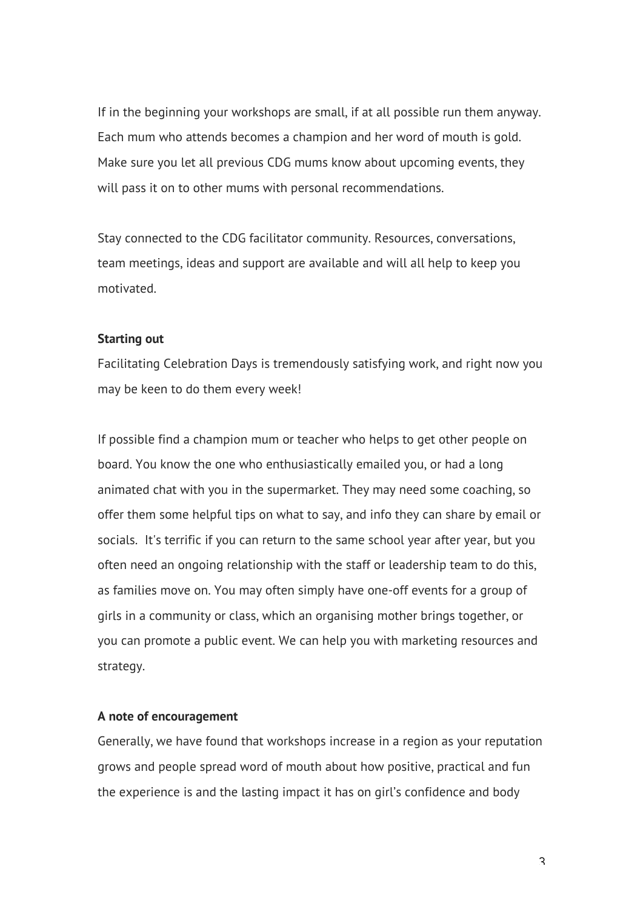If in the beginning your workshops are small, if at all possible run them anyway. Each mum who attends becomes a champion and her word of mouth is gold. Make sure you let all previous CDG mums know about upcoming events, they will pass it on to other mums with personal recommendations.

Stay connected to the CDG facilitator community. Resources, conversations, team meetings, ideas and support are available and will all help to keep you motivated.

**Starting out**

Facilitating Celebration Days is tremendously satisfying work, and right now you may be keen to do them every week!

If possible find a champion mum or teacher who helps to get other people on board. You know the one who enthusiastically emailed you, or had a long animated chat with you in the supermarket. They may need some coaching, so offer them some helpful tips on what to say, and info they can share by email or socials. It's terrific if you can return to the same school year after year, but you often need an ongoing relationship with the staff or leadership team to do this, as families move on. You may often simply have one-off events for a group of girls in a community or class, which an organising mother brings together, or you can promote a public event. We can help you with marketing resources and strategy.

**A note of encouragement**

Generally, we have found that workshops increase in a region as your reputation grows and people spread word of mouth about how positive, practical and fun the experience is and the lasting impact it has on girl's confidence and body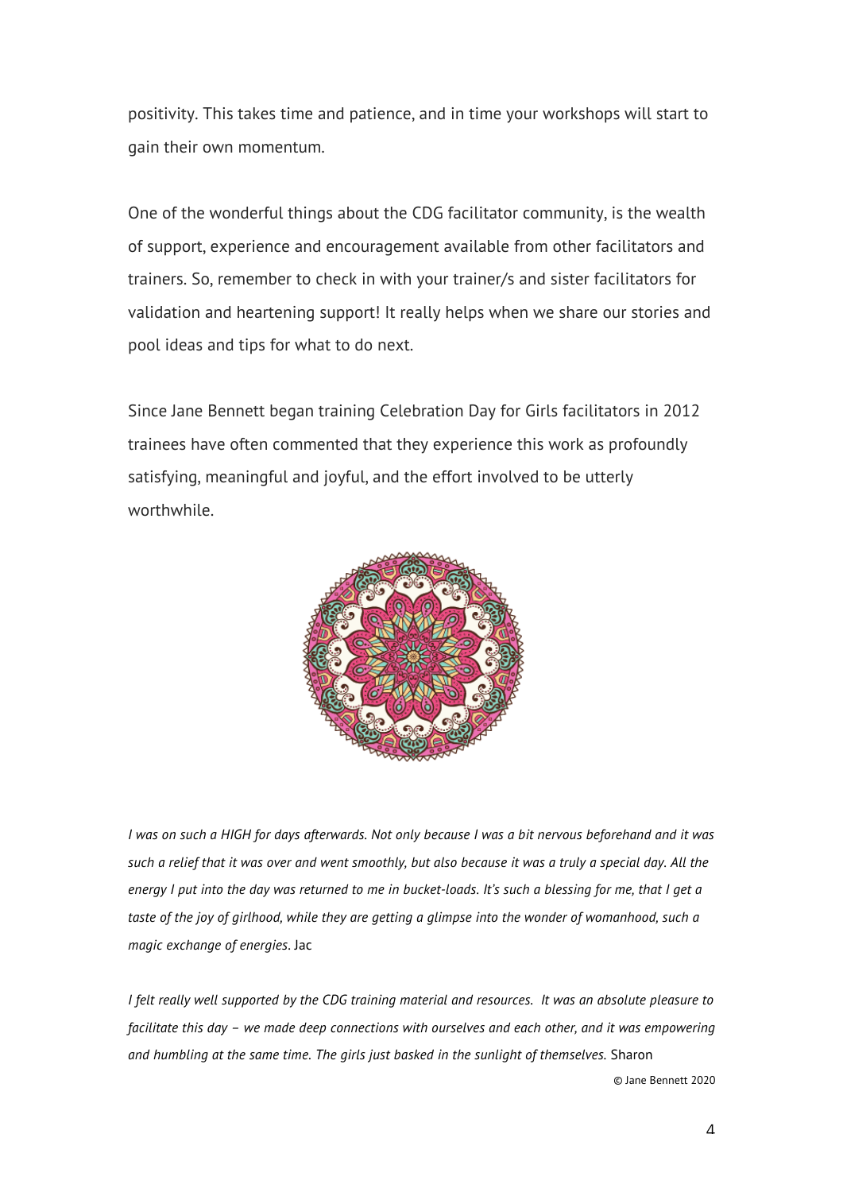positivity. This takes time and patience, and in time your workshops will start to gain their own momentum.

One of the wonderful things about the CDG facilitator community, is the wealth of support, experience and encouragement available from other facilitators and trainers. So, remember to check in with your trainer/s and sister facilitators for validation and heartening support! It really helps when we share our stories and pool ideas and tips for what to do next.

Since Jane Bennett began training Celebration Day for Girls facilitators in 2012 trainees have often commented that they experience this work as profoundly satisfying, meaningful and joyful, and the effort involved to be utterly worthwhile.

*I was on such a HIGH for days afterwards. Not only because I was a bit nervous beforehand and it was such a relief that it was over and went smoothly, but also because it was a truly a special day. All the energy I put into the day was returned to me in bucket-loads. It's such a blessing for me, that I get a taste of the joy of girlhood, while they are getting a glimpse into the wonder of womanhood, such a magic exchange of energies.* Jac

*I felt really well supported by the CDG training material and resources. It was an absolute pleasure to facilitate this day – we made deep connections with ourselves and each other, and it was empowering and humbling at the same time. The girls just basked in the sunlight of themselves.* Sharon

© Jane Bennett 2020